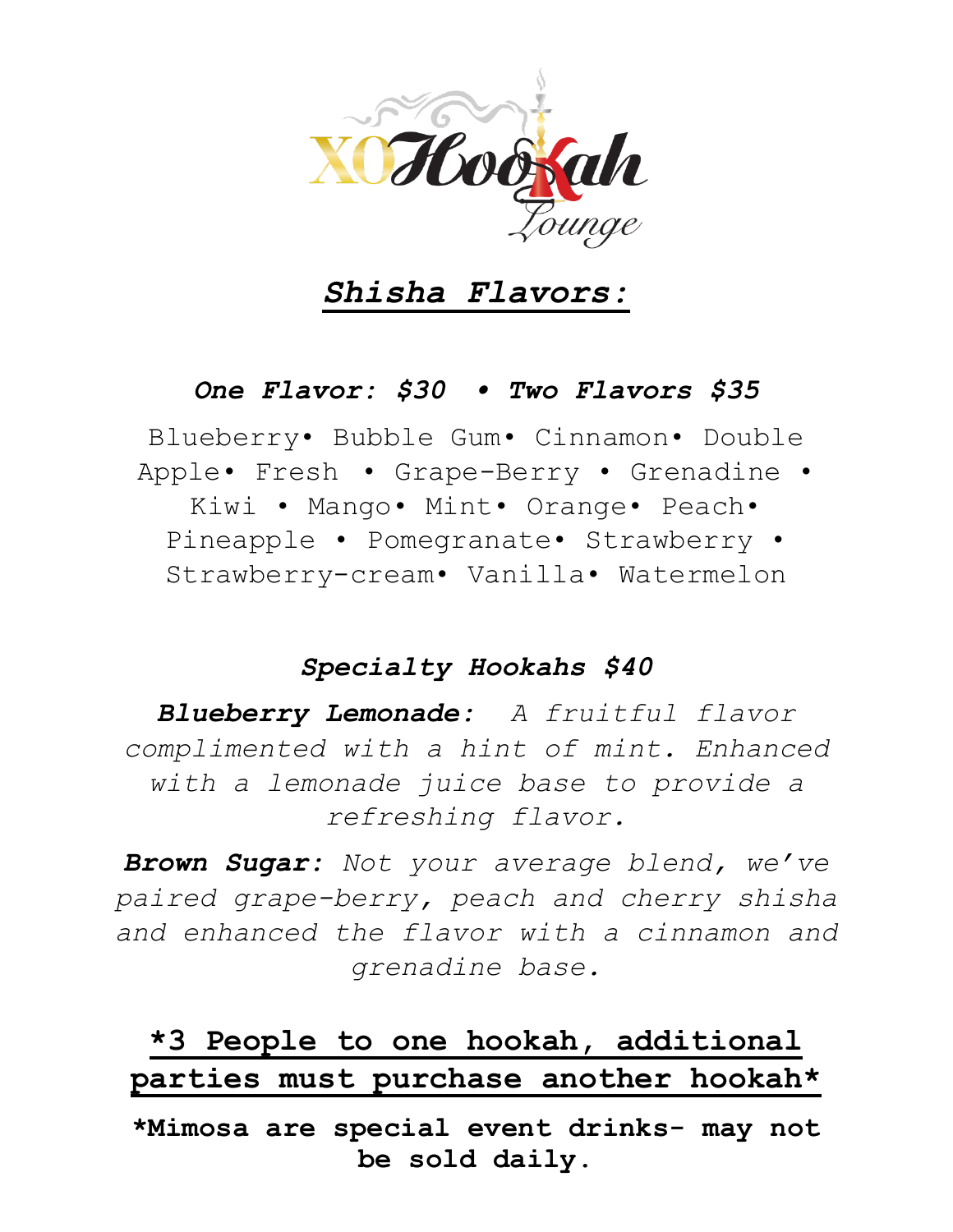# XO Hookah Lounge

## *Shisha Flavors:*

### *One Flavor: $30 • Two Flavors $35*

Blueberry• Bubble Gum• Cinnamon• Double Apple• Fresh • Grape-Berry • Grenadine • Kiwi • Mango• Mint• Orange• Peach• Pineapple • Pomegranate• Strawberry • Strawberry-cream• Vanilla• Watermelon

### *Specialty Hookahs $40*

***Blueberry Lemonade:*** *A fruitful flavor complimented with a hint of mint. Enhanced with a lemonade juice base to provide a refreshing flavor.*

***Brown Sugar:*** *Not your average blend, we've paired grape-berry, peach and cherry shisha and enhanced the flavor with a cinnamon and grenadine base.*

**\*3 People to one hookah, additional parties must purchase another hookah\***

**\*Mimosa are special event drinks- may not be sold daily.**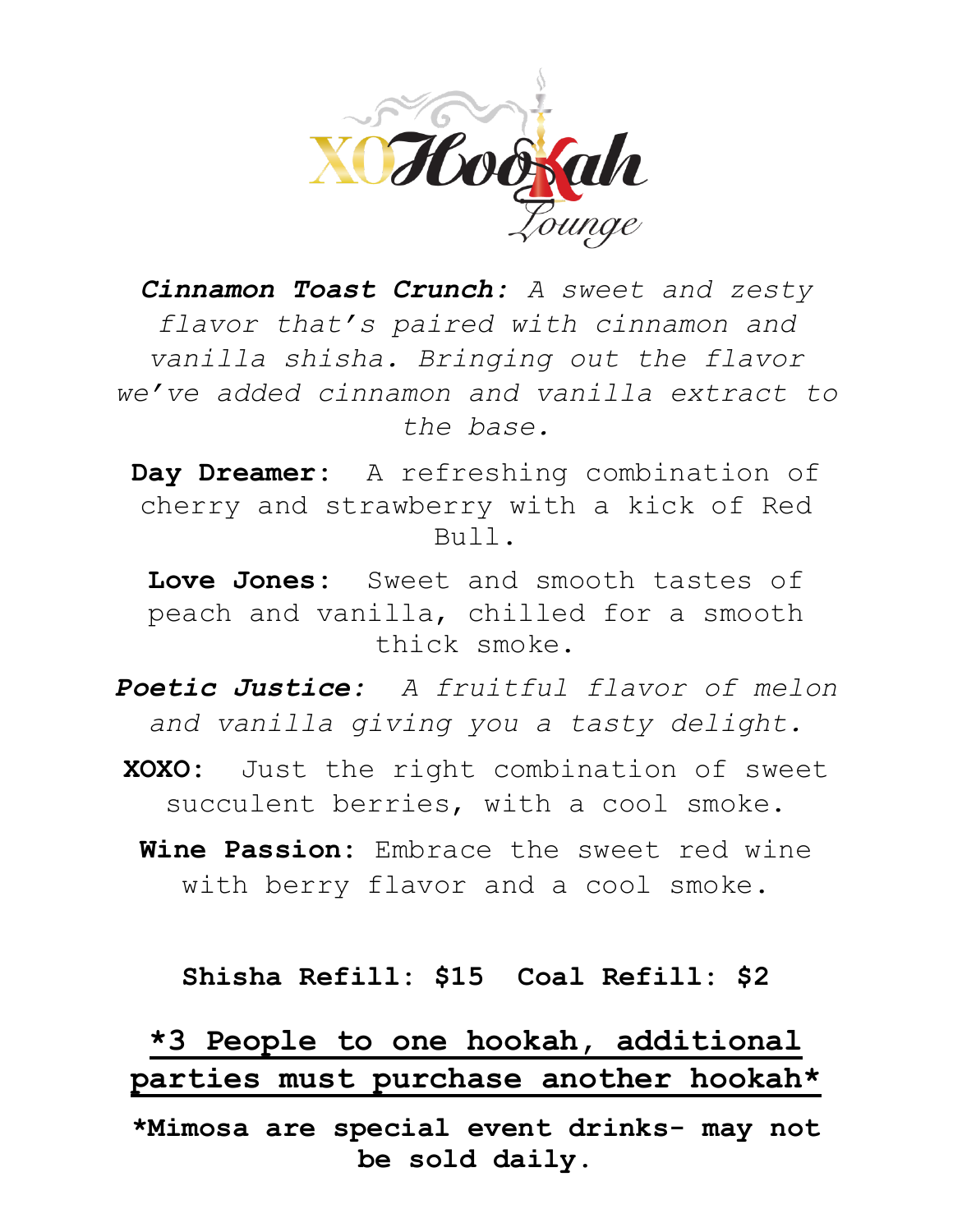***Cinnamon Toast Crunch:*** *A sweet and zesty flavor that's paired with cinnamon and vanilla shisha. Bringing out the flavor we've added cinnamon and vanilla extract to the base.*

**Day Dreamer:** A refreshing combination of cherry and strawberry with a kick of Red Bull.

**Love Jones:** Sweet and smooth tastes of peach and vanilla, chilled for a smooth thick smoke.

***Poetic Justice:*** *A fruitful flavor of melon and vanilla giving you a tasty delight.*

**XOXO:** Just the right combination of sweet succulent berries, with a cool smoke.

**Wine Passion:** Embrace the sweet red wine with berry flavor and a cool smoke.

**Shisha Refill: $15 Coal Refill: $2**

## <u>*3 People to one hookah, additional parties must purchase another hookah*</u>

**\*Mimosa are special event drinks- may not be sold daily.**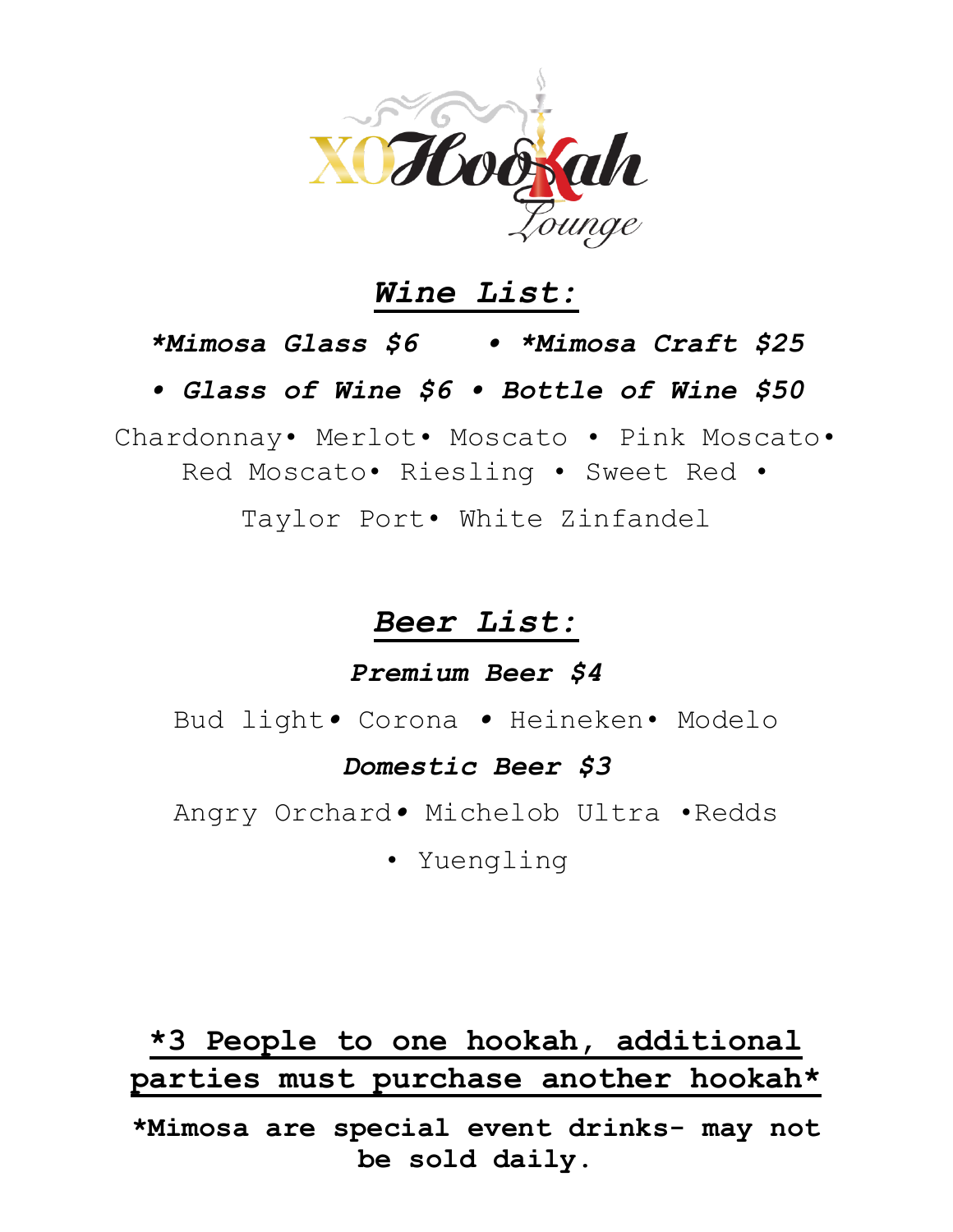# XO Hookah Lounge

## ***Wine List:***

***\*Mimosa Glass $6 • \*Mimosa Craft $25***

***• Glass of Wine $6 • Bottle of Wine $50***

Chardonnay• Merlot• Moscato • Pink Moscato• Red Moscato• Riesling • Sweet Red •

Taylor Port• White Zinfandel

## ***Beer List:***

***Premium Beer $4***

Bud light• Corona • Heineken• Modelo

***Domestic Beer $3***

Angry Orchard• Michelob Ultra •Redds

• Yuengling

**\*3 People to one hookah, additional parties must purchase another hookah\***

**\*Mimosa are special event drinks- may not be sold daily.**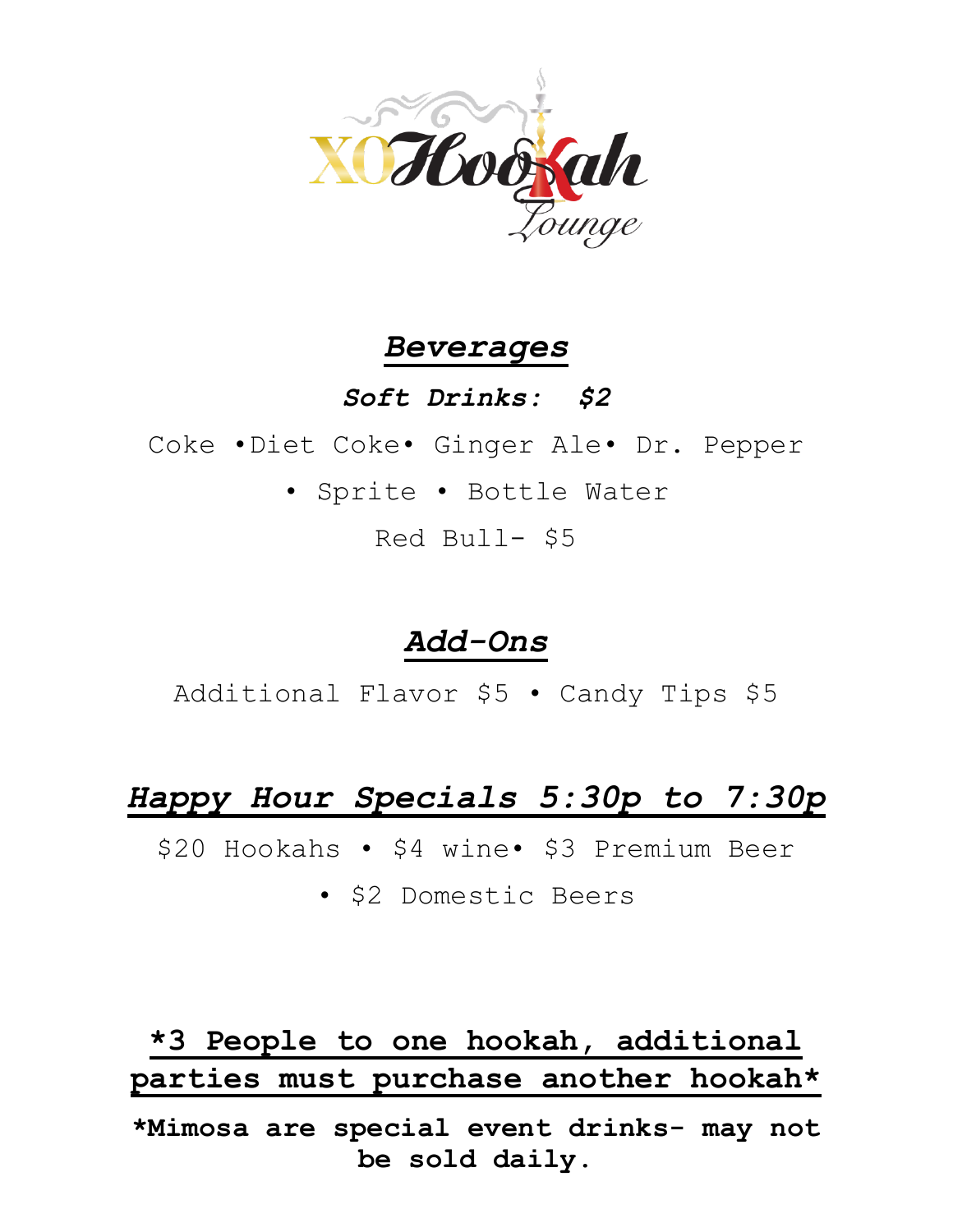XO Hookah Lounge

## ***Beverages***

***Soft Drinks: $2***

Coke •Diet Coke• Ginger Ale• Dr. Pepper

• Sprite • Bottle Water

Red Bull- $5

## ***Add-Ons***

Additional Flavor $5 • Candy Tips $5

## ***Happy Hour Specials 5:30p to 7:30p***

$20 Hookahs • $4 wine• $3 Premium Beer

• $2 Domestic Beers

**\*3 People to one hookah, additional parties must purchase another hookah\***

**\*Mimosa are special event drinks- may not be sold daily.**